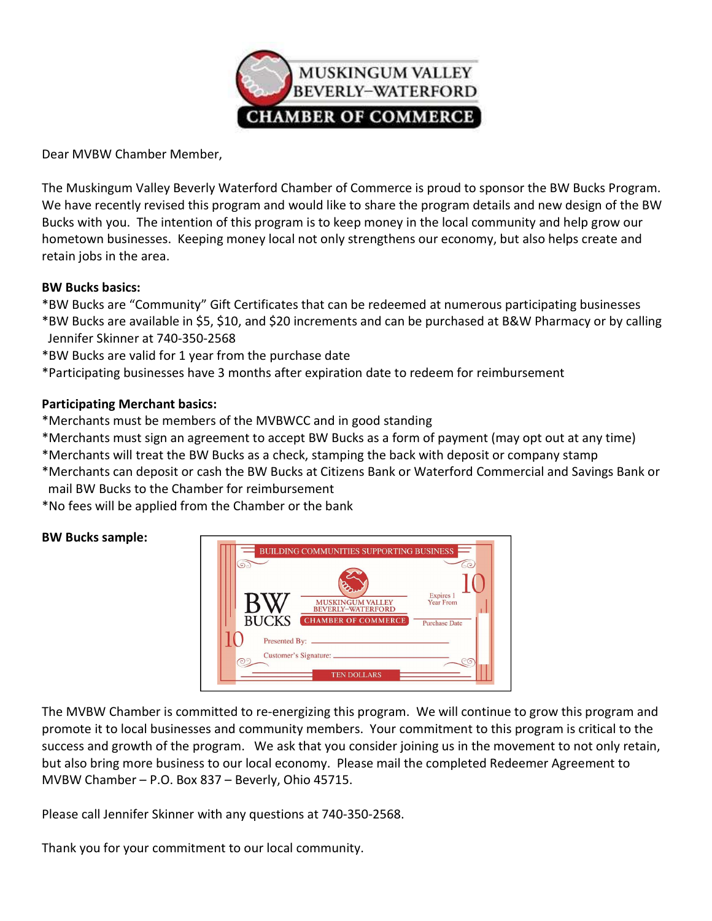# MUSKINGUM VALLEY BEVERLY–WATERFORD CHAMBER OF COMMERCE

Dear MVBW Chamber Member,

The Muskingum Valley Beverly Waterford Chamber of Commerce is proud to sponsor the BW Bucks Program. We have recently revised this program and would like to share the program details and new design of the BW Bucks with you. The intention of this program is to keep money in the local community and help grow our hometown businesses. Keeping money local not only strengthens our economy, but also helps create and retain jobs in the area.

**BW Bucks basics:**

*BW Bucks are "Community" Gift Certificates that can be redeemed at numerous participating businesses
*BW Bucks are available in $5, $10, and $20 increments and can be purchased at B&W Pharmacy or by calling Jennifer Skinner at 740-350-2568
*BW Bucks are valid for 1 year from the purchase date
*Participating businesses have 3 months after expiration date to redeem for reimbursement

**Participating Merchant basics:**

*Merchants must be members of the MVBWCC and in good standing
*Merchants must sign an agreement to accept BW Bucks as a form of payment (may opt out at any time)
*Merchants will treat the BW Bucks as a check, stamping the back with deposit or company stamp
*Merchants can deposit or cash the BW Bucks at Citizens Bank or Waterford Commercial and Savings Bank or mail BW Bucks to the Chamber for reimbursement
*No fees will be applied from the Chamber or the bank

**BW Bucks sample:**

BUILDING COMMUNITIES SUPPORTING BUSINESS

10

BW BUCKS

MUSKINGUM VALLEY BEVERLY–WATERFORD CHAMBER OF COMMERCE

Expires 1 Year From

Purchase Date

10

Presented By: ____________________

Customer's Signature: ____________________

TEN DOLLARS

The MVBW Chamber is committed to re-energizing this program. We will continue to grow this program and promote it to local businesses and community members. Your commitment to this program is critical to the success and growth of the program. We ask that you consider joining us in the movement to not only retain, but also bring more business to our local economy. Please mail the completed Redeemer Agreement to MVBW Chamber – P.O. Box 837 – Beverly, Ohio 45715.

Please call Jennifer Skinner with any questions at 740-350-2568.

Thank you for your commitment to our local community.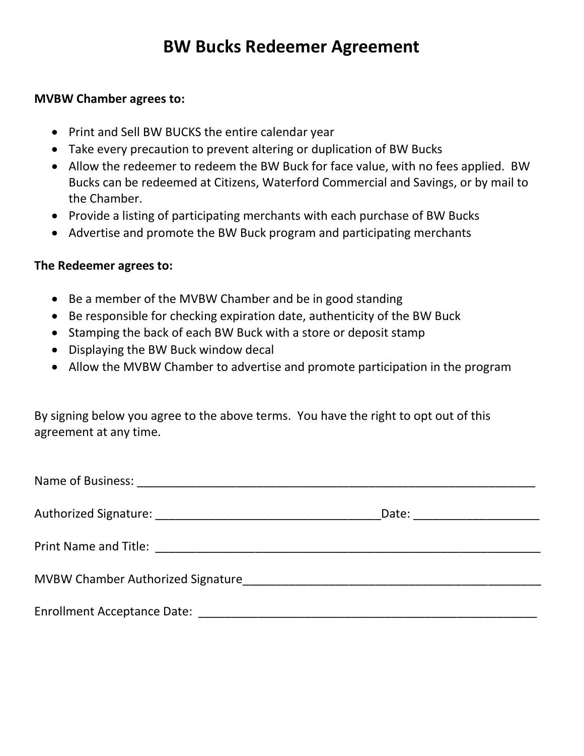# BW Bucks Redeemer Agreement

**MVBW Chamber agrees to:**

- Print and Sell BW BUCKS the entire calendar year
- Take every precaution to prevent altering or duplication of BW Bucks
- Allow the redeemer to redeem the BW Buck for face value, with no fees applied. BW Bucks can be redeemed at Citizens, Waterford Commercial and Savings, or by mail to the Chamber.
- Provide a listing of participating merchants with each purchase of BW Bucks
- Advertise and promote the BW Buck program and participating merchants

**The Redeemer agrees to:**

- Be a member of the MVBW Chamber and be in good standing
- Be responsible for checking expiration date, authenticity of the BW Buck
- Stamping the back of each BW Buck with a store or deposit stamp
- Displaying the BW Buck window decal
- Allow the MVBW Chamber to advertise and promote participation in the program

By signing below you agree to the above terms. You have the right to opt out of this agreement at any time.

Name of Business: ______________________________________________________________

Authorized Signature: ___________________________________Date: __________________

Print Name and Title: ____________________________________________________________

MVBW Chamber Authorized Signature_____________________________________________

Enrollment Acceptance Date: _______________________________________________________